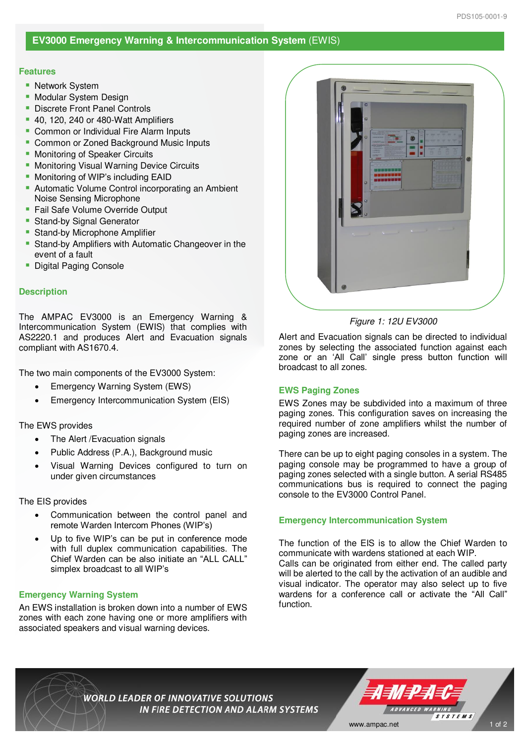# EV3000 Emergency Warning & Intercommunication System (EWIS)

## Features

- Network System
- Modular System Design
- Discrete Front Panel Controls
- 40, 120, 240 or 480-Watt Amplifiers
- Common or Individual Fire Alarm Inputs
- Common or Zoned Background Music Inputs
- Monitoring of Speaker Circuits
- Monitoring Visual Warning Device Circuits
- Monitoring of WIP's including EAID
- Automatic Volume Control incorporating an Ambient Noise Sensing Microphone
- Fail Safe Volume Override Output
- Stand-by Signal Generator
- Stand-by Microphone Amplifier
- Stand-by Amplifiers with Automatic Changeover in the event of a fault
- Digital Paging Console

## Description

The AMPAC EV3000 is an Emergency Warning & Intercommunication System (EWIS) that complies with AS2220.1 and produces Alert and Evacuation signals compliant with AS1670.4.

The two main components of the EV3000 System:

- Emergency Warning System (EWS)
- Emergency Intercommunication System (EIS)

The EWS provides

- The Alert /Evacuation signals
- Public Address (P.A.), Background music
- Visual Warning Devices configured to turn on under given circumstances

The EIS provides

- Communication between the control panel and remote Warden Intercom Phones (WIP's)
- Up to five WIP's can be put in conference mode with full duplex communication capabilities. The Chief Warden can be also initiate an "ALL CALL" simplex broadcast to all WIP's

## Emergency Warning System

An EWS installation is broken down into a number of EWS zones with each zone having one or more amplifiers with associated speakers and visual warning devices.

*Figure 1: 12U EV3000*

Alert and Evacuation signals can be directed to individual zones by selecting the associated function against each zone or an 'All Call' single press button function will broadcast to all zones.

## EWS Paging Zones

EWS Zones may be subdivided into a maximum of three paging zones. This configuration saves on increasing the required number of zone amplifiers whilst the number of paging zones are increased.

There can be up to eight paging consoles in a system. The paging console may be programmed to have a group of paging zones selected with a single button. A serial RS485 communications bus is required to connect the paging console to the EV3000 Control Panel.

## Emergency Intercommunication System

The function of the EIS is to allow the Chief Warden to communicate with wardens stationed at each WIP.
Calls can be originated from either end. The called party will be alerted to the call by the activation of an audible and visual indicator. The operator may also select up to five wardens for a conference call or activate the "All Call" function.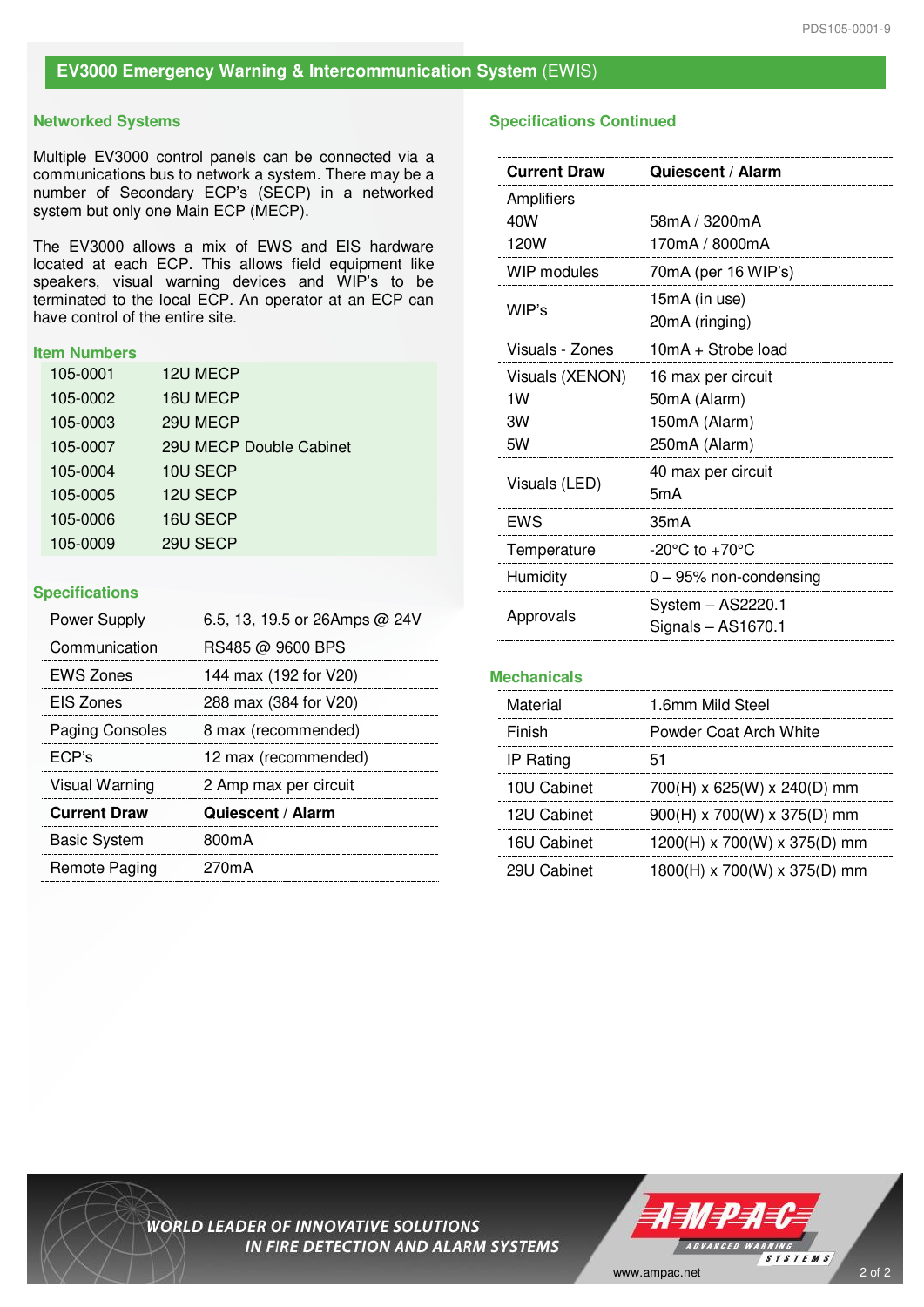# EV3000 Emergency Warning & Intercommunication System (EWIS)

## Networked Systems

Multiple EV3000 control panels can be connected via a communications bus to network a system. There may be a number of Secondary ECP's (SECP) in a networked system but only one Main ECP (MECP).

The EV3000 allows a mix of EWS and EIS hardware located at each ECP. This allows field equipment like speakers, visual warning devices and WIP's to be terminated to the local ECP. An operator at an ECP can have control of the entire site.

## Item Numbers

| | |
|---|---|
| 105-0001 | 12U MECP |
| 105-0002 | 16U MECP |
| 105-0003 | 29U MECP |
| 105-0007 | 29U MECP Double Cabinet |
| 105-0004 | 10U SECP |
| 105-0005 | 12U SECP |
| 105-0006 | 16U SECP |
| 105-0009 | 29U SECP |

## Specifications

| | |
|---|---|
| Power Supply | 6.5, 13, 19.5 or 26Amps @ 24V |
| Communication | RS485 @ 9600 BPS |
| EWS Zones | 144 max (192 for V20) |
| EIS Zones | 288 max (384 for V20) |
| Paging Consoles | 8 max (recommended) |
| ECP's | 12 max (recommended) |
| Visual Warning | 2 Amp max per circuit |
| **Current Draw** | **Quiescent / Alarm** |
| Basic System | 800mA |
| Remote Paging | 270mA |

## Specifications Continued

| Current Draw | Quiescent / Alarm |
|---|---|
| Amplifiers | |
| 40W | 58mA / 3200mA |
| 120W | 170mA / 8000mA |
| WIP modules | 70mA (per 16 WIP's) |
| WIP's | 15mA (in use)<br>20mA (ringing) |
| Visuals - Zones | 10mA + Strobe load |
| Visuals (XENON) | 16 max per circuit |
| 1W | 50mA (Alarm) |
| 3W | 150mA (Alarm) |
| 5W | 250mA (Alarm) |
| Visuals (LED) | 40 max per circuit<br>5mA |
| EWS | 35mA |
| Temperature | -20°C to +70°C |
| Humidity | 0 – 95% non-condensing |
| Approvals | System – AS2220.1<br>Signals – AS1670.1 |

## Mechanicals

| | |
|---|---|
| Material | 1.6mm Mild Steel |
| Finish | Powder Coat Arch White |
| IP Rating | 51 |
| 10U Cabinet | 700(H) x 625(W) x 240(D) mm |
| 12U Cabinet | 900(H) x 700(W) x 375(D) mm |
| 16U Cabinet | 1200(H) x 700(W) x 375(D) mm |
| 29U Cabinet | 1800(H) x 700(W) x 375(D) mm |

WORLD LEADER OF INNOVATIVE SOLUTIONS IN FIRE DETECTION AND ALARM SYSTEMS

www.ampac.net